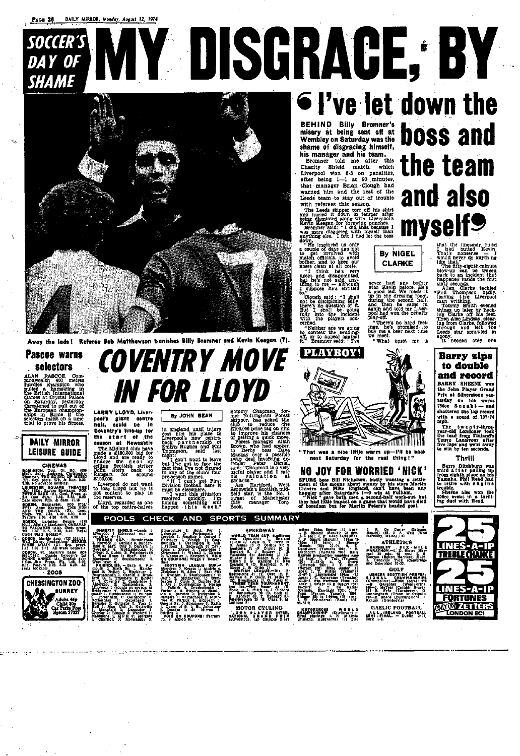# SOCCER'S DAY OF SHAME

# MY DISGRACE, BY BREMNER

## 'I've let down the boss and the team and also myself'

By NIGEL CLARKE

**BEHIND Billy Bremner's misery at being sent off at Wembley on Saturday was the shame of disgracing himself, his manager and his team.**

Bremner told me after this Charity Shield match, which Liverpool won 6-5 on penalties, after being 1—1 at 90 minutes, that manager Brian Clough had warned him and the rest of the Leeds team to stay out of trouble with referees this season.

The Leeds skipper tore off his shirt and hurled it down in temper after being dismissed along with Liverpool's Kevin Keegan for throwing punches.

Bremner said: "I did that because I was more disgusted with myself than anything else. I felt I had let the boss down.

"He implored us only a couple of days ago not to get involved with match officials, to avoid bother, and to keep our noses clean at all costs.

"I think he's very upset and disappointed, but he's not said anything to me — although I suppose he's entitled to."

Clough said: "I shall not be disciplining Billy, there's no question of it. But I shall be going fully into the incident with the players concerned.

"Neither are we going to contest the sending-off, or to appeal against it." Bremner said: "I've never had any bother with Kevin before. He's a good lad. We made it up in the dressing room during the second half, and then he came in again and told me Liverpool had won on the penalty play-off.

"There's no hard feelings, he's promised to buy me a beer next time we meet.

"What upset me is that the linesman ruled I had butted Kevin. That's nonsense... I would never do anything like that."

The fifty-eighth-minute blow-up can be traced back to an incident that happened inside the first sixty seconds.

Allan Clarke tackled Phil Thompson badly, leaving the Liverpool man writhing.

Tommy Smith evened things up later by backing Clarke off his feet. Then Alec Lindsay, clearing from Clarke, followed through and left the Leeds star sprawled in agony.

It needed only one

Away the lads! Referee Bob Matthewson banishes Billy Bremner and Kevin Keegan (7).

## PLAYBOY!

"That was a nice little warm up—I'll be back next Saturday for the real thing!"

## NO JOY FOR WORRIED 'NICK'

SPURS boss Bill Nicholson, badly wanting a settlement of the means about money by his stars Martin Chivers and Mike England, can't have been any happier after Saturday's 1—0 win at Fulham.

"Nick" saw both men a second-half work-out, but they had little impact on a game that would have died of boredom but for Martin Peters's headed goal.

## Barry zips to double and record

BARRY SHEENE won the John Player Grand Prix at Silverstone yesterday on his works 750cc Suzuki — and shattered the lap record with a speed of 107·74 mph.

The twenty-three-year-old Londoner took the lead from Finland's Teuvo Lansivuor after five laps and went away to win by ten seconds.

### Thrill

Barry Ditchburn was third after pulling up from eighth place on his Yamaha. Phil Read had to retire with engine trouble.

Sheene also won the 500cc event in a thrilling duel with Read.

## Pascoe warns selectors

ALAN PASCOE, Commonwealth 400 metres hurdles champion who pulled a hamstring in the British International Games at Crystal Palace on Saturday, yesterday threatened to pull out of the European championships in Rome if the selectors insist on a time trial to prove his fitness.

## DAILY MIRROR LEISURE GUIDE

### CINEMAS

DOMINION. Tott. Ct. Rd. (580 9562). Julie Andrews, Christopher Plummer. THE SOUND OF MUSIC (U). Sep. perfs. Wks. 2.30 & 7.30. Sun. 4.30 & 7.30. No advance booking.

LEICESTER SQUARE THEATRE (930 5252). Barbra Streisand, Ryan O'Neal WHAT'S UP DOC? PETER SAKE (A). Cont. Progs. at 2.3 (not Sun.), 2.40, 5.55, 8.35. Late shows Fri. & Sats. 11.15.

ODEON, Haymarket. (930 2738/2771). Anne Heywood, THE NUN AND THE DEVIL (X). Cont. progs. Wk. 2.45, 4.30, 6.30, 8.30. Feature 3.00, 4.50, 6.50, 8.50.

ODEON, Leicester Square (930 6111). Alistair MacLean's CARAVAN TO VACCARES (AA). Cont. progs. wk. 1.30, 3.15, 5.45, 8.10. Royal Circle Seats Bookable.

ODEON, Marble Arch (723 2011/2). Walt Disney Productions' HERBIE RIDES AGAIN (U). Sep. progs. 1.45, 5.00, 8.15. All seats bookable.

ODEON, St. Martin's Lane (836 0691/2/3). Claude Lelouch's LA BONNE ANNEE (A). English subtitles. Sep. Progs. Wk. 1.45, 5.00, 8.15. Feature 2.30, 5.35, 8.30. All seats bookable.

### ZOOS

CHESSINGTON ZOO SURREY Adults 45p Child 20p Car Parks Free Epsom 27227

# COVENTRY MOVE IN FOR LLOYD

By JOHN BEAN

LARRY LLOYD, Liverpool's giant centre half, could be in Coventry's line-up for the start of the season at Newcastle.

The Midland club have made a £150,000 bid for Lloyd and are ready to finance the deal by selling Scottish striker Colin Stein back to Rangers for around £100,000.

Liverpool do not want to lose Lloyd but he is not content to play in the reserves.

Lloyd, regarded as one of the top centre-halves in England until injury cost him his place to Liverpool's new centre-back partnership of Emlyn Hughes and Phil Thompson, said last night:

"I don't want to leave but I've got to face the fact that I've not figured in any of the club's four pre-season games.

"If I can't get First Division football here it must be elsewhere.

"I want this situation resolved quickly. I'm hoping something will happen this week."

Sammy Chapman, former Nottingham Forest skipper, has asked the club to reduce the £100,000 price tag on him to improve his chances of getting a quick move.

Forest manager Allan Brown, who had spoken to Derby boss Dave Mackay over a possible swap deal involving defender Peter Daniel, said: "Chapman is a very useful player and I rate his valuation at £100,000."

Asa Hartford, West Bromwich's Scottish midfield star, is the No. 1 target of Manchester City manager Tony Book.

## POOLS CHECK AND SPORTS SUMMARY

CHARITY SHIELD.—Leeds 1 Liverpool 1 (Liverpool won on penalties, 6-5).

TEXACO CUP.—Birmingham 3, Norwich 1; Carlisle 0, Sunderland 2; Man. City 3, Oldham 1; Newcastle 4, Middlesbrough 0; Orient 2, Luton 2; Peterborough 3, West Brom 1; Sheff. Utd 1, Blackpool 2; Southampton 3, West Ham 1.

FRIENDLIES.—Bath 3, Plymouth 2; Blyth 0, Hartlepool 3; Bolton 2, Blackburn 2; Bournemouth 1, Cardiff 3; Bradford C. 3, Tranmere 0; Bristol C. 0, Coventry 1; Cambridge 6, Aldershot 2; Cheltenham 2, Minehead 1 (counts on coupon as Bridgwater v. Minehead); Doncaster 1, Huddersfield 1; Fulham 0, Tottenham 1; Gainsboro' 0, Rotherham 3; Gateshead 1, Barnsley 2; Grimsby 3, York 1; Hull 1, Man. Utd 1; Kettering 1, Mansfield 3; Lancaster 1, Chorley 0; Lincoln 2, Watford 1; Maidstone 1, Q.P.R. 0; Margate 1, Charlton 0; Morecambe 3, Stourbridge 1; Notts. For. 1, Leicester 2; Portsmouth 1, Ipswich 2; Reading 2, Oxford 0; Salisbury 1, Slough 1; Scarborough 1, Darlington 0; Sth. Liverpool 1, Southport 0; Tavistock 1, Exeter 3; Tonbridge 1, Gravesend 1; Walsall 1, Chester 0; Worcester 1, Newport 2. VOID ON COUPONS: Wigan v. Rossendale.

SCOTTISH LEAGUE CUP.—Aberdeen 2, Hearts 1; Airdrie 2, Clydebank 2; Alloa 1, East Fife 1; Brechin 2, Stenhousemuir 3; Celtic 2, Motherwell 1; Dumbarton 0, Clyde 2; Dundee Utd 1, Ayr 1; Dunfermline 1, Morton 1; Falkirk 4, Cowdenbeath 0; Forfar 3, Stirling 2; Hamilton 4, Berwick 0; Kilmarnock 2, Montrose 2; Partick 4, Arbroath 0; Queen of S. 1, St. Johnstone 1; Queens Pk. 0, Stranraer 2; Rangers 1, St. Mirren 1; Raith 0, Dundee 1; Stirling 2. VOID ON COUPONS: Ferranti Th. v. Albion R.

### SPEEDWAY

WORLD TEAM CUP, qualifying rnd. (Ipswich): England 41 pts (J. Louis 12, T. Betts 10, D. Jessup 10, D. Collins 9); Australia 31 (P. Crump 10, B. Sanders 9, J. Boulger 9); Sweden 8; Scotland 11 (A. Wilkinson 5, D. Rankie 1).

BRITISH LEAGUE.—Div. II: Eastbourne 41, Crewe 37; Peterborough 39, Ellesmere Port 39. THREE TEAM TOURNAMENT, 2nd leg.—Rye House 44, Boston 27, Canterbury 37.

### MOTOR CYCLING

JOHN PLAYER INTERNATIONAL GRAND PRIX (Silverstone, lap distance 2.927 miles): 750cc Senior (15 laps): 1, B. Sheene (Suzuki) 30 min 26.8 sec; 2, P. Read (Agusta); 3, P. Smart (Suzuki). 125cc (10 laps): 1, C. Mortimer (Yamaha). 350cc: 1, B. Sheene (Suzuki). 250cc: 1, T. Lansivuori (Yamaha). 500cc: 1, B. Sheene (Suzuki).

MOTOCROSS WORLD CHAMPIONSHIP (Ettelbruck): Final standings: 1, H. Mikkola (Finland, Husqvarna) 174 pts; 2, R. De Coster (Belgium, Suzuki) 165; 3, A. Weil (W. Germany, Maico) 131.

### ATHLETICS

BARNSLEY SIX-MILE MARATHON.—1, D. Slater (Barnsley) 30 min. 46 sec.; 2, Kenyon (Bolton Harriers) 31-00; 3, Greenville Tuck (Cambridge and Coleridge) 31-29.

### GOLF

USHERS SCOTTISH PROFESSIONAL CHAMPIONSHIP (Drumpellier).—Final scores: 278—B. Gallacher (Wentworth); 280—J. McTear (Cathkin Braes); 281—R. Fyfe (Turnberry), D. Cunningham (Troon Municipal), W. Shade (Duddingston), J. Panton (Glenbervie).

### GAELIC FOOTBALL

ALL-IRELAND FOOTBALL SEMI-FINAL.—Dublin 2-11, Cork 1-8.

## 25 LINES-A-IP TREBLE CHANCE

## 25 LINES-A-IP FORTUNES

ONLY ON ZETTERS LONDON EC1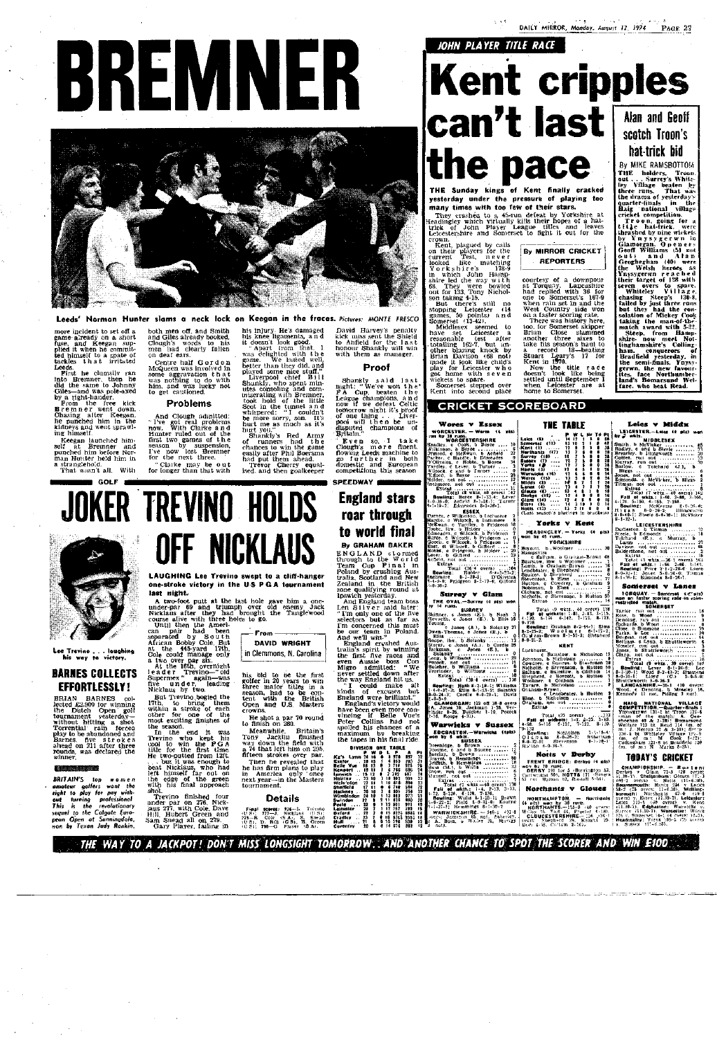# BREMNER

Leeds' Norman Hunter slams a neck lock on Keegan in the fracas. *Pictures: MONTE FRESCO*

more incident to set off a game already on a short fuse, and Keegan supplied it when he committed himself to a spate of tackles that irritated Leeds.

First he clumsily ran into Bremner, then he did the same to Johnny Giles—and was pole-axed by a right-hander.

From the free kick Bremner went down. Chasing after Keegan, he punched him in the kidneys and went sprawling himself.

Keegan launched himself at Bremner and punched him before Norman Hunter held him in a stranglehold.

That wasn't all. With both men off, and Smith and Giles already booked, Clough's words to his men had clearly fallen on deaf ears.

Centre half Gordon McQueen was involved in some aggravation that was nothing to do with him, and was lucky not to get cautioned.

## Problems

And Clough admitted: "I've got real problems now. With Clarke and Hunter ruled out of the first two games of the season by suspension, I've now lost Bremner for the next three.

"Clarke may be out for longer than that with his injury. He's damaged his knee ligaments, and it doesn't look good.

"Apart from that, I was delighted with the game. We lasted well, better than they did, and played some nice stuff."

Liverpool chief Bill Shankly, who spent minutes consoling and commiserating with Bremner, took hold of the little Scot in the tunnel and whispered: "I couldn't be more sorry, son. It's hurt me as much as it's hurt you."

Shankly's Red Army of runners had the chances to win the game easily after Phil Boersma had put them ahead.

Trevor Cherry equalised, and then goalkeeper David Harvey's penalty kick was sent the Shield to Anfield for the last honour Shankly will win with them as manager.

## Proof

Shankly said last night: "We've won the FA Cup, beaten the League champions, and now if we defeat Celtic tomorrow night it's proof of one thing — Liverpool will then be undisputed champions of Britain."

Even so, I take Clough's more fluent. Bowing Leeds machine to go further in both domestic and European competitions this season.

GOLF

# JOKER TREVINO HOLDS OFF NICKLAUS

Lee Trevino . . . laughing his way to victory.

**LAUGHING Lee Trevino swept to a cliff-hanger one-stroke victory in the U.S PGA tournament last night.**

From DAVID WRIGHT in Clemmons, N. Carolina

A two-foot putt at the last hole gave him a one-under-par 69 and triumph over old enemy Jack Nicklaus after they had brought the Tanglewood course alive with three holes to go.

Until then the American pair had been separated by South African Bobby Cole but at the 445-yard 17th, Cole could manage only a two over par six.

At the 16th, overnight leader Trevino—"old Supermex"—again—was five under, leading Nicklaus by two.

But Trevino bogied the 17th, to bring them within a stroke of each other for one of the most exciting finishes of the season.

In the end it was Trevino who kept his cool to win the PGA title for the first time. He two-putted from 12ft. . . but it was enough to beat Nicklaus, who had left himself far out on the edge of the green with his final approach shot.

Trevino finished four under par on 276. Nicklaus 277, with Cole, Dave Hill, Hubert Green and Sam Snead all on 279.

Gary Player, failing in his bid to be the first golfer in 20 years to win three major titles in a season, had to be content with the British Open and U.S Masters crowns.

He shot a par 70 round to finish on 280.

Meanwhile, Britain's Tony Jacklin finished way down the field with a 74 that left him on 295, fifteen strokes over par.

Then he revealed that he has firm plans to play in America only once next year—in the Masters tournament.

### Details

Final scores: 276—L. Trevino (U.S.). 277—J. Nicklaus (U.S.). 279—B. Cole (S.A.), S. Snead (U.S.), D. Hill (U.S.), H. Green (U.S.). 280—G. Player (S.A.).

## BARNES COLLECTS EFFORTLESSLY!

BRIAN BARNES collected £2,900 for winning the Dutch Open golf tournament yesterday—without hitting a shot. Torrential rain forced play to be abandoned and Barnes, five strokes ahead on 211 after three rounds, was declared the winner.

**BRITAIN'S top women amateur golfers want the right to play for pay without turning professional.** This is the revolutionary sequel to the Colgate European Open at Sunningdale, won by Texan Judy Rankin.

SPEEDWAY

# England stars roar through to world final

By GRAHAM BAKER

ENGLAND stormed through to the World Team Cup Final in Poland by crushing Australia, Scotland and New Zealand in the British zone qualifying round at Ipswich yesterday.

And England team boss Len Silver said later: "I'm only one of the five selectors but as far as I'm concerned this must be our team in Poland. And we'll win."

England crushed Australia's spirit by winning the first five races and even Aussie boss Con Migro admitted: "We never settled down after the way England hit us.

"I could make all kinds of excuses but England were brilliant."

England's victory would have been even more convincing if Belle Vue's Peter Collins had not spoiled his chances of a maximum by breaking the tapes in his final ride.

DIVISION ONE TABLE

| | P | W | D | L | F | A | Pts |
|---|---|---|---|---|---|---|---|
| K's Lynn | 26 | 16 | 0 | 5 | 979 | 857 | 32 |
| Exeter | 21 | 15 | 0 | 6 | 920 | 797 | 30 |
| Belle Vue | 18 | 13 | 0 | 5 | 770 | 615 | 26 |
| Newport | 19 | 11 | 0 | 8 | 765 | 696 | 24 |
| Ipswich | 18 | 12 | 0 | 7 | 737 | 687 | 24 |
| Halifax | 23 | 10 | 1 | 12 | 902 | 938 | 21 |
| Wolv'ton | 21 | 11 | 1 | 10 | 816 | 889 | 23 |
| Sheffield | 17 | 11 | 0 | 6 | 748 | 658 | 22 |
| Hackney | 20 | 10 | 1 | 9 | 891 | 754 | 21 |
| Wimbledon | 24 | 10 | 1 | 13 | 903 | 973 | 21 |
| Swindon | 22 | 9 | 0 | 13 | 801 | 862 | 18 |
| Poole | 22 | 9 | 0 | 13 | 781 | 854 | 18 |
| Leicester | 22 | 7 | 1 | 14 | 737 | 789 | 15 |
| Oxford | 19 | 7 | 0 | 12 | 875 | 904 | 14 |
| Cradley | 23 | 7 | 0 | 16 | 845 | 1083 | 14 |
| Hull | 21 | 6 | 0 | 15 | 798 | 930 | 12 |
| Coventry | 20 | 6 | 0 | 14 | 676 | 802 | 12 |

JOHN PLAYER TITLE RACE

# Kent cripples can't last the pace

**THE Sunday kings of Kent finally cracked yesterday under the pressure of playing too many times with too few of their stars.**

By MIRROR CRICKET REPORTERS

They crashed to a 45-run defeat by Yorkshire at Headingley which virtually kills their hopes of a hat-trick of John Player League titles and leaves Leicestershire and Somerset to fight it out for the crown.

Kent, plagued by calls on their players for the current Test, never looked like matching Yorkshire's 178-9 in which John Hampshire led the way with 68. They were bowled out for 133, Tony Nicholson taking 4-18.

But there's still no stopping Leicester (14 games, 50 points) and Somerset (13-42).

Middlesex seemed to have set Leicester a reasonable test after totalling 162-7, but another blazing knock by Brian Davison (68 not) made it look like child's play for Leicester who got home with seven wickets to spare.

Somerset stepped over Kent into second place courtesy of a downpour at Torquay. Lancashire had replied with 36 for one to Somerset's 167-9 when rain set in and the West Country side won on a faster scoring rate.

There was history here, too, for Somerset skipper Brian Close smashed another three sixes to take his season's haul to a record 18—beating Stuart Leary's 17 for Kent in 1970.

Now the title race doesn't look like being settled until September 1 when Leicester are at home to Somerset.

## CRICKET SCOREBOARD

### Worcs v Essex

WORCESTER.—Worcs (4 pts) won by 38 runs.

WORCESTERSHIRE

Headley, c Cook, b Boyce ........ 10
Wilkinson, b Boyce ........ 14
Ormrod, c Acfield, b Acfield ........ 22
Parker, c Hardie, b Edmeades ........ 31
D'Oliveira, c Hobbs, b Boyce ........ 35
Yardley, c Lever, b Turner ........ 1
Wilcock, c and b Turner ........ 1
Gifford, b Boyce ........ 20
Pridgeon, not out ........
Inchmore, not out ........
Extras ........
Total (8 wkts, 40 overs) 164

Bowling: Boyce 8-1-33-4; Lever 8-0-26-0; Acfield 8-0-28-1; Turner 8-1-19-2; Edmeades 8-1-26-1.

ESSEX

Barker, c Wilkinson, b Inchmore ........ 7
Hardie, c Wilcock, b Inchmore ........
McEwan, c Yardley, b Pridgeon ........ 56
Cooke, lbw, b Gifford ........
Edmeades, c Wilcock, b Pridgeon ........
Boyce, c Wilcock, b Pridgeon ........
Turner, c Wilcock, b Pridgeon ........
East, st Wilcock, b Gifford ........
Hobbs, c Pridgeon, b Holder ........ 25
Lever, b Gifford ........
Acfield, not out ........
Extras ........
Total (36.4 overs) 126

Bowling: Holder 6-4-5-1; Inchmore 8-2-18-2; D'Oliveira 8-1-21-0; Pridgeon 8-2-17-4; Gifford 8-1-30-3.

### Surrey v Glam

THE OVAL.—Surrey (4 pts) won by 74 runs.

SURREY

Skinner, c Jones (E.), b Nash ........ 3
Younis, ........
Howarth, c Jones (E.), b Ellis ........ 32
Jones (A.), b Solanky ........ 21
Owen-Thomas, c Jones (E.), b Ellis ........
Roope, lbw, b Solanky ........ 13
Storey, c Jones (A.), b Cordle ........ 25
Jackman, c Jones (E.), b Solanky ........
Pocock, not out ........
Butcher, b Williams ........
Vernon, b Williams ........
Extras ........
Total (38 overs) 138

Bowling: Nash 8-1-18-1; Williams 7-0-25-2; Ellis 8-1-33-2; Solanky 8-0-24-3; Cordle 6-0-21-1.

GLAMORGAN: 123 off 38.4 overs (A. Jones 38; Jackman 1-38; Vernon 4-20; Butcher 1-10; Pocock 3-18; Roope 4-31).

### Warwicks v Sussex

EDGBASTON.—Warwicks (4 pts) won by 9 wkts.

SUSSEX

Greenidge, b Brown ........
Buss, b Brown ........
Barclay, b Brown ........
Graves, b Hemmings ........ 33
Griffith, b Hemmings ........
Snow, c Kanhai, b Willis ........ 22
Snow, run out ........
Mansell, not out ........
Extras ........
Total (7 wkts, 40 overs) 176

Fall of wkts: 1-4, 2-13, 3-10, 4-72, 5-124, 6-129, 7-136.

Bowling: Willis 8-1-25-1; Brown 8-0-22-3; Perryman 8-0-22-0; Hemmings 8-1-36-2.

WARWICKSHIRE.—180-1 (40.4 overs) (Jameson 65 not, Abberley 67, Kanhai 34 not).

THE TABLE

| | P | W | L | NR | Tie | Pts |
|---|---|---|---|---|---|---|
| Leics (6) | 14 | 12 | 1 | 1 | 0 | 50 |
| Somerset (11) | 13 | 10 | 2 | 1 | 0 | 42 |
| Kent (1) | 13 | 9 | 3 | 1 | 0 | 38 |
| Northants (17) | 13 | 7 | 4 | 2 | 0 | 32 |
| Surrey (10) | 12 | 7 | 5 | 0 | 0 | 28 |
| Sussex (13) | 13 | 6 | 6 | 1 | 0 | 26 |
| Hants (3) | 12 | 6 | 5 | 1 | 0 | 26 |
| Warwicks (16) | 12 | 5 | 6 | 1 | 0 | 22 |
| Worcs (15) | 13 | 5 | 8 | 0 | 0 | 20 |
| Middx (9) | 13 | 4 | 7 | 2 | 0 | 20 |
| Lancs (4) | 12 | 4 | 5 | 1 | 2 | 20 |
| Glouc (4) | 12 | 4 | 7 | 1 | 0 | 18 |
| Derbys (12) | 13 | 4 | 8 | 1 | 0 | 18 |
| Glam (18) | 12 | 4 | 8 | 0 | 0 | 16 |
| Yorks (14) | 12 | 4 | 8 | 0 | 0 | 16 |
| Notts (5) | 13 | 2 | 9 | 2 | 0 | 12 |
| Essex (7) | 13 | 2 | 10 | 1 | 0 | 10 |

(Last season's placings in brackets)

### Yorks v Kent

HEADINGLEY.—Yorks (4 pts) won by 45 runs.

YORKSHIRE

Boycott, b Woolmer ........ 30
Hampshire, c Balham, b Graham-Brown ........ 68
Squires, lbw, b Woolmer ........
Lumb, b Graham-Brown ........
Leadbeater, b Shepherd ........
Squires, b Shepherd ........
Stevenson, b Elms ........
Hutton, c Cowdrey, b Graham ........
Robinson, b Elms ........
Oldham, not out ........
Nicholls, c Stevenson, b Hutton ........
Extras ........

Total (9 wkts, 40 overs) 178

Fall of wickets: 1-81, 2-83, 3-115, 4-120, 5-144, 6-167, 7-173, 8-178, 9-178.

Bowling: Graham 8-2-44-1; Elms 8-2-29-2; Woolmer 8-1-29-2; Graham-Brown 8-1-37-2; Shepherd 8-0-30-2.

KENT

Luckhurst, c Bairstow, b Nicholson ........
Johnson, b Nicholson ........
Cowdrey, c Squires, b Stevenson ........
Nicholls, c Stevenson, b Hutton ........
Balham, c Bairstow, b Oldham ........
Shepherd, c Boycott, b Hutton ........
Woolmer, b Oldham ........
Tavaré, b Nicholson ........
Graham-Brown, c Leadbeater, b Hutton ........
Elms, b Nicholson ........
Graham, not out ........
Extras ........

Total (37 overs) 133

Fall of wickets: 1-7, 2-22, 3-60, 4-66, 5-88, 6-101, 7-103, 8-130.

Bowling: Nicholson 8-1-18-4; Oldham 8-0-28-2; Robinson 8-1-28-1; Hutton 6-0-34-3.

### Notts v Derby

TRENT BRIDGE.—Derbys (4 pts) won by 70 runs.

DERBY 171 for 5 (Borrington 53, Cartwright 54). NOTTS 101 (Rice 24; Ward 38, Russell 5-81).

### Northants v Gloucs

NORTHAMPTON.—Northants (4 pts) won by 38 runs.

NORTHANTS.—172-8 (40 overs) (Willey 56, Tait 44, Procter 4-18). GLOUCESTERSHIRE.—138 (Sadiq 40, Shepherd 26; Bedi 4-18, Cottam 2-16).

# Alan and Geoff scotch Troon's hat-trick bid

By MIKE RAMSBOTTOM

THE holders, Troon, out . . . Surrey's Whiteley Village beaten by three runs. That was the drama of yesterday's quarter-finals in the Haig national village cricket competition.

Troon, going for a title hat-trick, were thrashed by nine wickets by Ynysygerwn in Glamorgan. Openers Geoff Williams (51 not out) and Alan Geoghegan (40) were the Welsh heroes as Ynysygerwn reached their target of 128 with seven overs to spare.

Whiteley Village, chasing Steep's 136-8, failed by just three runs but they had the consolation of Mickey Cook taking the man-of-the-match award with 5-22.

Steep, from Hampshire, now meet Nottinghamshire's Collingham, conquerors of Bradfield yesterday, in the semi-finals. Ynysygerwn, the new favourites, face Northamberland's Bomarsund Welfare, who beat Read.

### Leics v Middx

LEICESTER.—Leics (4 pts) won by 7 wkts.

MIDDLESEX

Smith, b McVicker ........ 65
Radley, c and b Steele ........
Brearley, b Illingworth ........
Gomes, run out ........
Murray, run out ........
Barlow, c Tolchard, b Booth ........
Biggs ........
Jones, not out ........
Edmonds, c McVicker, b Higgs ........
Titmus, not out ........
Extras ........

Total (7 wkts, 40 overs) 162

Fall of wkts: 1-68, 2-86, 3-106, 4-121, 5-130, 6-135, 7-158.

Bowling: McKenzie 8-0-35-0; Higgs 8-0-18-2; Illingworth 8-0-40-1; Steele 8-0-36-1; McVicker 8-1-22-1.

LEICESTERSHIRE

Dudleston, c Titmus ........
Steele, b Edmonds ........ 18
Tolchard, c Murray, b ........
Davison, not out ........ 68
Balderstone, not out ........
Extras ........

Total (3 wkts, 36.1 overs) 163

Fall of wkts: 1-56, 2-66, 3-144.

Bowling: Price 8-1-29-0; Lamb 8-0-32-1; Jones 8-0-34-0; Titmus 8-1-26-1; Edmonds 4-0-30-1.

### Somerset v Lancs

TORQUAY.—Somerset (4 pts) won on faster scoring rate in rain-restricted match.

SOMERSET

Taylor, run out ........ 16
Rose, b Wood ........
Denning, c Lee ........
Richards, b Wood ........
Close, b Simmons ........
Parks, b Lee ........ 29
Burgess, run out ........
Botham, c Engineer, b Shuttleworth ........
Moseley, run out ........
Jones, b Shuttleworth ........
Clapp, not out ........
Extras ........

Total (9 wkts, 39 overs) 167

Bowling: Lever 8-1-24-1; Lee 8-1-29-1; Wood 8-2-43-2; Simmons 8-0-31-1; Lloyd 3-0-8-0; Shuttleworth 8-0-26-2.

LANCASHIRE.—36-1 (10 overs) (Wood, c Denning, b Moseley 16, Kennedy 11 not, Pilling 3 not).

HAIG NATIONAL VILLAGE COMPETITION.—Quarter-final: Ynysygerwn 131-1 Troon 127-8 (man of the match R. Geoghegan 40 & 2-38); Bomarsund Welfare 113 St Read 114 (M. of m: J. Heron 32 & 3-10); Steep 136-8 by Whiteley Village 133-9 (m. of m: M. Cook 5-22); Collingham 121-8 St Bradfield 120 (m. of m: R. Marks 6-28).

## TODAY'S CRICKET

CHAMPIONSHIP.—Boston: Derbys v Glam. (3rd day). Cheltenham: Gloucs v Lancs. Bournemouth: Hants v Lancs. Sheffield: Yorks v Leics. Northampton: Northants v Worcs. Leicester: Leics v Essex. Hove: Sussex v Kent. Edgbaston: Warwicks v Surrey. Worcester: Worcs v Notts. Headingley: Yorks v Sussex.

THE WAY TO A JACKPOT! DON'T MISS LONGSIGHT TOMORROW . . . AND ANOTHER CHANCE TO SPOT THE SCORER AND WIN £100